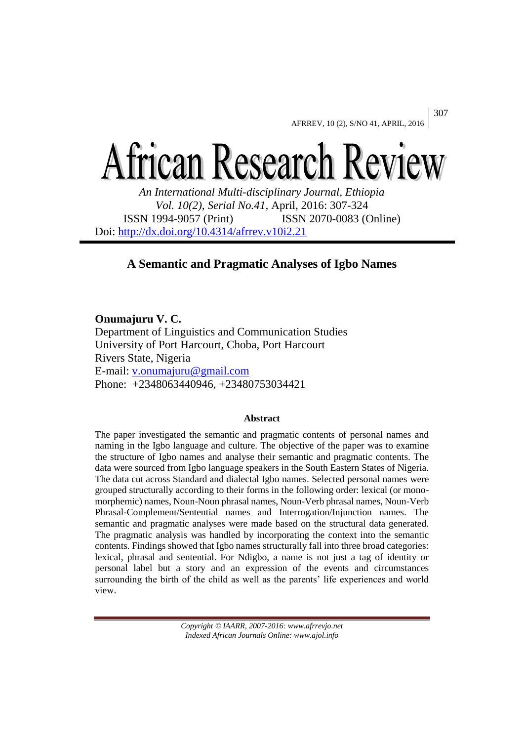# African Research Review

*An International Multi-disciplinary Journal, Ethiopia*
*Vol. 10(2), Serial No.41,* April, 2016: 307-324
ISSN 1994-9057 (Print) ISSN 2070-0083 (Online)
Doi: http://dx.doi.org/10.4314/afrrev.v10i2.21

## A Semantic and Pragmatic Analyses of Igbo Names

**Onumajuru V. C.**
Department of Linguistics and Communication Studies
University of Port Harcourt, Choba, Port Harcourt
Rivers State, Nigeria
E-mail: v.onumajuru@gmail.com
Phone: +2348063440946, +23480753034421

### Abstract

The paper investigated the semantic and pragmatic contents of personal names and naming in the Igbo language and culture. The objective of the paper was to examine the structure of Igbo names and analyse their semantic and pragmatic contents. The data were sourced from Igbo language speakers in the South Eastern States of Nigeria. The data cut across Standard and dialectal Igbo names. Selected personal names were grouped structurally according to their forms in the following order: lexical (or mono-morphemic) names, Noun-Noun phrasal names, Noun-Verb phrasal names, Noun-Verb Phrasal-Complement/Sentential names and Interrogation/Injunction names. The semantic and pragmatic analyses were made based on the structural data generated. The pragmatic analysis was handled by incorporating the context into the semantic contents. Findings showed that Igbo names structurally fall into three broad categories: lexical, phrasal and sentential. For Ndigbo, a name is not just a tag of identity or personal label but a story and an expression of the events and circumstances surrounding the birth of the child as well as the parents' life experiences and world view.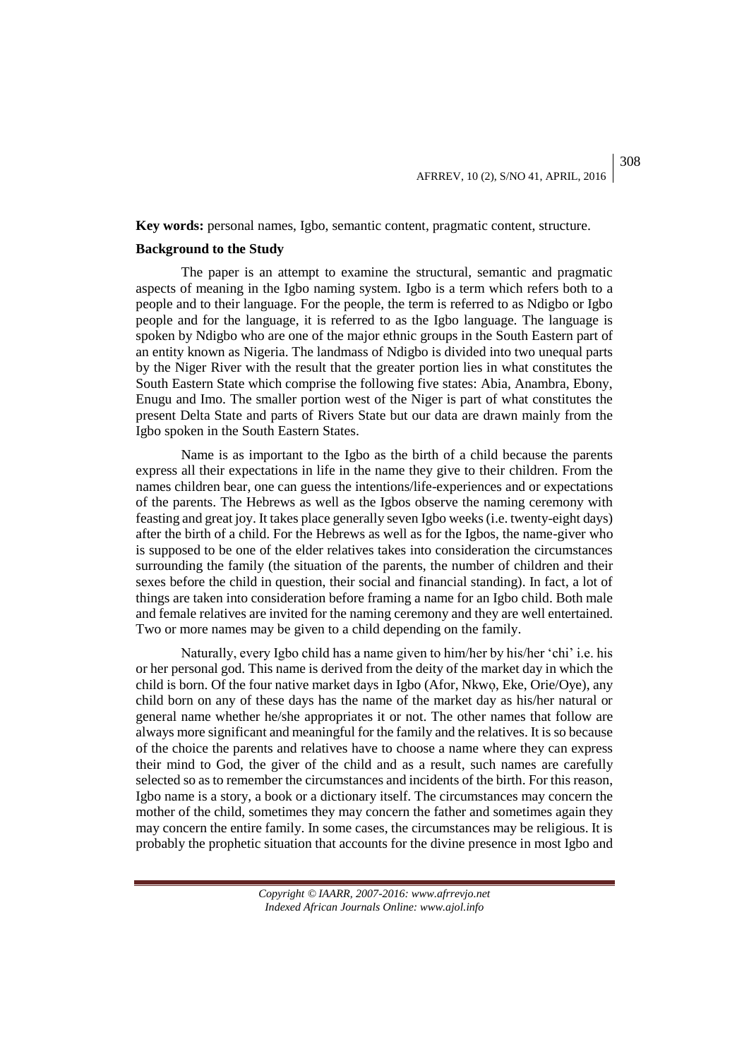**Key words:** personal names, Igbo, semantic content, pragmatic content, structure.

**Background to the Study**

The paper is an attempt to examine the structural, semantic and pragmatic aspects of meaning in the Igbo naming system. Igbo is a term which refers both to a people and to their language. For the people, the term is referred to as Ndigbo or Igbo people and for the language, it is referred to as the Igbo language. The language is spoken by Ndigbo who are one of the major ethnic groups in the South Eastern part of an entity known as Nigeria. The landmass of Ndigbo is divided into two unequal parts by the Niger River with the result that the greater portion lies in what constitutes the South Eastern State which comprise the following five states: Abia, Anambra, Ebony, Enugu and Imo. The smaller portion west of the Niger is part of what constitutes the present Delta State and parts of Rivers State but our data are drawn mainly from the Igbo spoken in the South Eastern States.

Name is as important to the Igbo as the birth of a child because the parents express all their expectations in life in the name they give to their children. From the names children bear, one can guess the intentions/life-experiences and or expectations of the parents. The Hebrews as well as the Igbos observe the naming ceremony with feasting and great joy. It takes place generally seven Igbo weeks (i.e. twenty-eight days) after the birth of a child. For the Hebrews as well as for the Igbos, the name-giver who is supposed to be one of the elder relatives takes into consideration the circumstances surrounding the family (the situation of the parents, the number of children and their sexes before the child in question, their social and financial standing). In fact, a lot of things are taken into consideration before framing a name for an Igbo child. Both male and female relatives are invited for the naming ceremony and they are well entertained. Two or more names may be given to a child depending on the family.

Naturally, every Igbo child has a name given to him/her by his/her 'chi' i.e. his or her personal god. This name is derived from the deity of the market day in which the child is born. Of the four native market days in Igbo (Afor, Nkwọ, Eke, Orie/Oye), any child born on any of these days has the name of the market day as his/her natural or general name whether he/she appropriates it or not. The other names that follow are always more significant and meaningful for the family and the relatives. It is so because of the choice the parents and relatives have to choose a name where they can express their mind to God, the giver of the child and as a result, such names are carefully selected so as to remember the circumstances and incidents of the birth. For this reason, Igbo name is a story, a book or a dictionary itself. The circumstances may concern the mother of the child, sometimes they may concern the father and sometimes again they may concern the entire family. In some cases, the circumstances may be religious. It is probably the prophetic situation that accounts for the divine presence in most Igbo and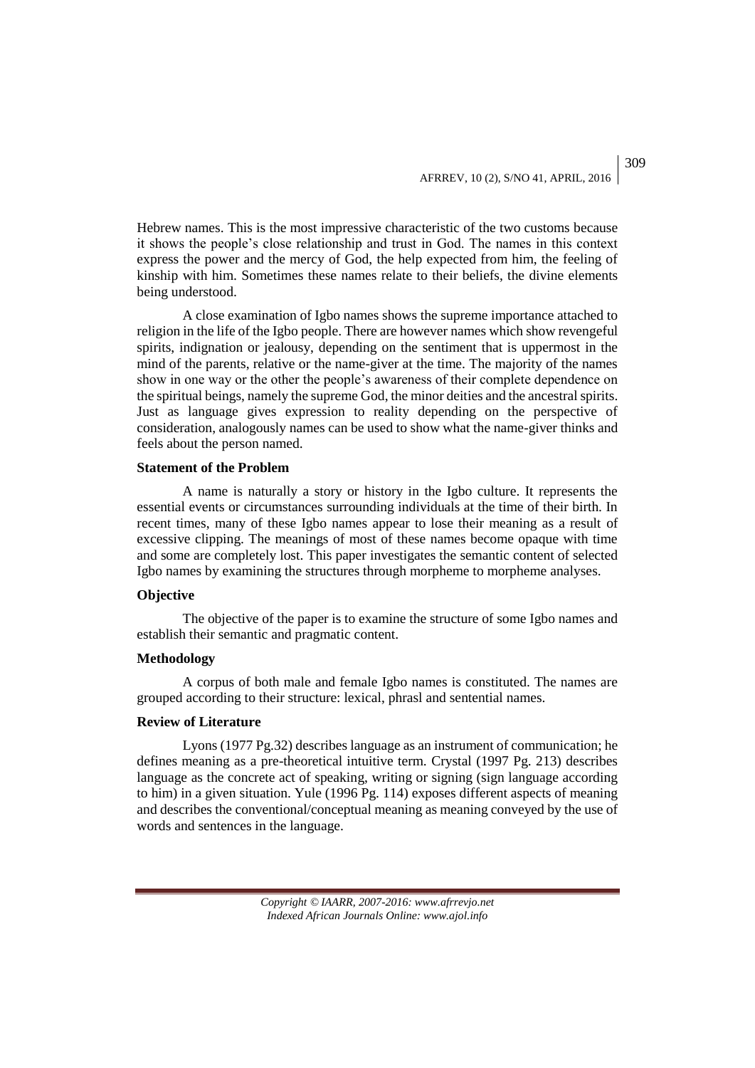Hebrew names. This is the most impressive characteristic of the two customs because it shows the people's close relationship and trust in God. The names in this context express the power and the mercy of God, the help expected from him, the feeling of kinship with him. Sometimes these names relate to their beliefs, the divine elements being understood.

A close examination of Igbo names shows the supreme importance attached to religion in the life of the Igbo people. There are however names which show revengeful spirits, indignation or jealousy, depending on the sentiment that is uppermost in the mind of the parents, relative or the name-giver at the time. The majority of the names show in one way or the other the people's awareness of their complete dependence on the spiritual beings, namely the supreme God, the minor deities and the ancestral spirits. Just as language gives expression to reality depending on the perspective of consideration, analogously names can be used to show what the name-giver thinks and feels about the person named.

**Statement of the Problem**

A name is naturally a story or history in the Igbo culture. It represents the essential events or circumstances surrounding individuals at the time of their birth. In recent times, many of these Igbo names appear to lose their meaning as a result of excessive clipping. The meanings of most of these names become opaque with time and some are completely lost. This paper investigates the semantic content of selected Igbo names by examining the structures through morpheme to morpheme analyses.

**Objective**

The objective of the paper is to examine the structure of some Igbo names and establish their semantic and pragmatic content.

**Methodology**

A corpus of both male and female Igbo names is constituted. The names are grouped according to their structure: lexical, phrasl and sentential names.

**Review of Literature**

Lyons (1977 Pg.32) describes language as an instrument of communication; he defines meaning as a pre-theoretical intuitive term. Crystal (1997 Pg. 213) describes language as the concrete act of speaking, writing or signing (sign language according to him) in a given situation. Yule (1996 Pg. 114) exposes different aspects of meaning and describes the conventional/conceptual meaning as meaning conveyed by the use of words and sentences in the language.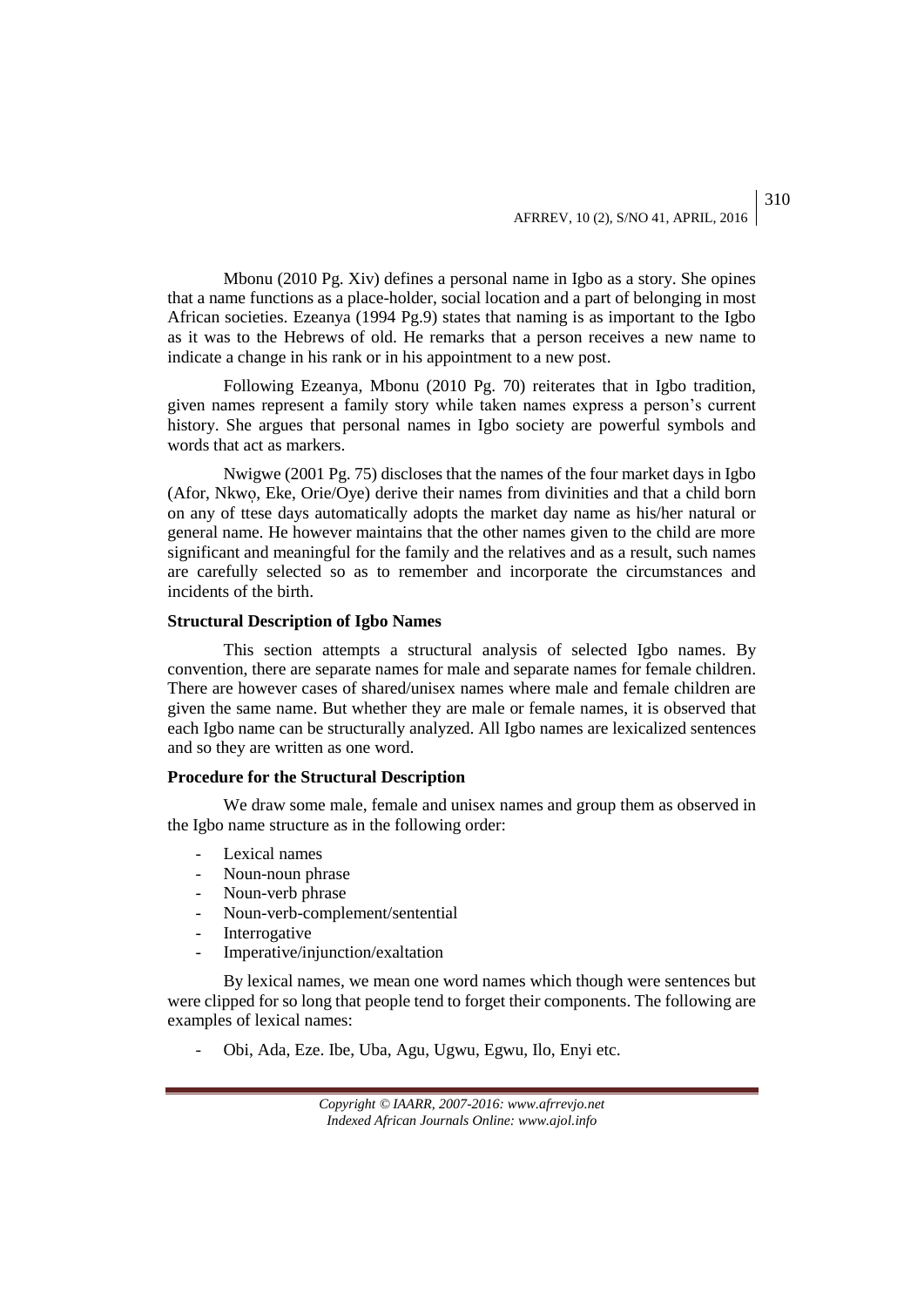Mbonu (2010 Pg. Xiv) defines a personal name in Igbo as a story. She opines that a name functions as a place-holder, social location and a part of belonging in most African societies. Ezeanya (1994 Pg.9) states that naming is as important to the Igbo as it was to the Hebrews of old. He remarks that a person receives a new name to indicate a change in his rank or in his appointment to a new post.

Following Ezeanya, Mbonu (2010 Pg. 70) reiterates that in Igbo tradition, given names represent a family story while taken names express a person's current history. She argues that personal names in Igbo society are powerful symbols and words that act as markers.

Nwigwe (2001 Pg. 75) discloses that the names of the four market days in Igbo (Afor, Nkwọ, Eke, Orie/Oye) derive their names from divinities and that a child born on any of ttese days automatically adopts the market day name as his/her natural or general name. He however maintains that the other names given to the child are more significant and meaningful for the family and the relatives and as a result, such names are carefully selected so as to remember and incorporate the circumstances and incidents of the birth.

**Structural Description of Igbo Names**

This section attempts a structural analysis of selected Igbo names. By convention, there are separate names for male and separate names for female children. There are however cases of shared/unisex names where male and female children are given the same name. But whether they are male or female names, it is observed that each Igbo name can be structurally analyzed. All Igbo names are lexicalized sentences and so they are written as one word.

**Procedure for the Structural Description**

We draw some male, female and unisex names and group them as observed in the Igbo name structure as in the following order:

- Lexical names
- Noun-noun phrase
- Noun-verb phrase
- Noun-verb-complement/sentential
- Interrogative
- Imperative/injunction/exaltation

By lexical names, we mean one word names which though were sentences but were clipped for so long that people tend to forget their components. The following are examples of lexical names:

- Obi, Ada, Eze. Ibe, Uba, Agu, Ugwu, Egwu, Ilo, Enyi etc.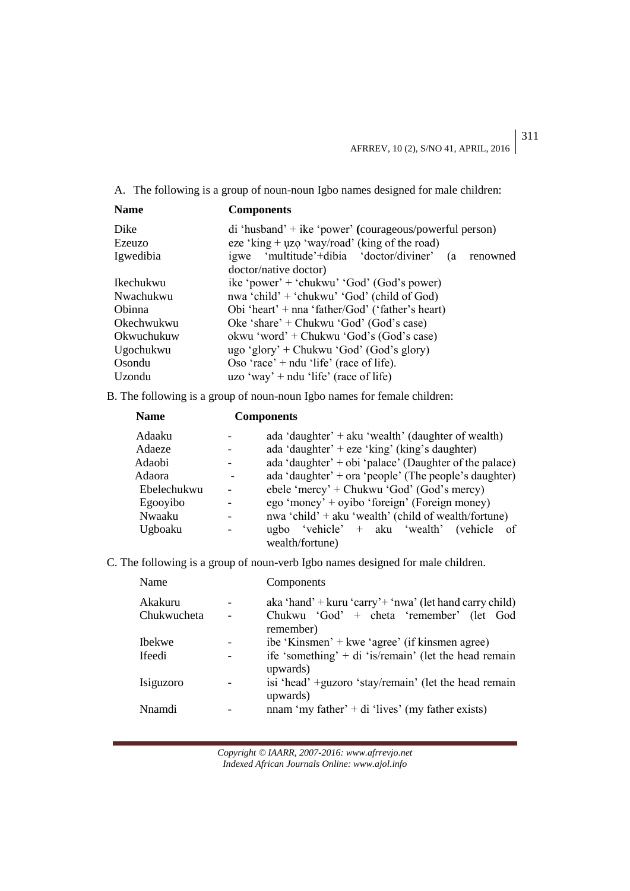A. The following is a group of noun-noun Igbo names designed for male children:

| Name | Components |
|---|---|
| Dike | di 'husband' + ike 'power' **(**courageous/powerful person) |
| Ezeuzo | eze 'king + ụzọ 'way/road' (king of the road) |
| Igwedibia | igwe 'multitude'+dibia 'doctor/diviner' (a renowned doctor/native doctor) |
| Ikechukwu | ike 'power' + 'chukwu' 'God' (God's power) |
| Nwachukwu | nwa 'child' + 'chukwu' 'God' (child of God) |
| Obinna | Obi 'heart' + nna 'father/God' ('father's heart) |
| Okechwukwu | Oke 'share' + Chukwu 'God' (God's case) |
| Okwuchukuw | okwu 'word' + Chukwu 'God's (God's case) |
| Ugochukwu | ugo 'glory' + Chukwu 'God' (God's glory) |
| Osondu | Oso 'race' + ndu 'life' (race of life). |
| Uzondu | uzo 'way' + ndu 'life' (race of life) |

B. The following is a group of noun-noun Igbo names for female children:

| Name | | Components |
|---|---|---|
| Adaaku | - | ada 'daughter' + aku 'wealth' (daughter of wealth) |
| Adaeze | - | ada 'daughter' + eze 'king' (king's daughter) |
| Adaobi | - | ada 'daughter' + obi 'palace' (Daughter of the palace) |
| Adaora | - | ada 'daughter' + ora 'people' (The people's daughter) |
| Ebelechukwu | - | ebele 'mercy' + Chukwu 'God' (God's mercy) |
| Egooyibo | - | ego 'money' + oyibo 'foreign' (Foreign money) |
| Nwaaku | - | nwa 'child' + aku 'wealth' (child of wealth/fortune) |
| Ugboaku | - | ugbo 'vehicle' + aku 'wealth' (vehicle of wealth/fortune) |

C. The following is a group of noun-verb Igbo names designed for male children.

| Name | | Components |
|---|---|---|
| Akakuru | - | aka 'hand' + kuru 'carry'+ 'nwa' (let hand carry child) |
| Chukwucheta | - | Chukwu 'God' + cheta 'remember' (let God remember) |
| Ibekwe | - | ibe 'Kinsmen' + kwe 'agree' (if kinsmen agree) |
| Ifeedi | - | ife 'something' + di 'is/remain' (let the head remain upwards) |
| Isiguzoro | - | isi 'head' +guzoro 'stay/remain' (let the head remain upwards) |
| Nnamdi | - | nnam 'my father' + di 'lives' (my father exists) |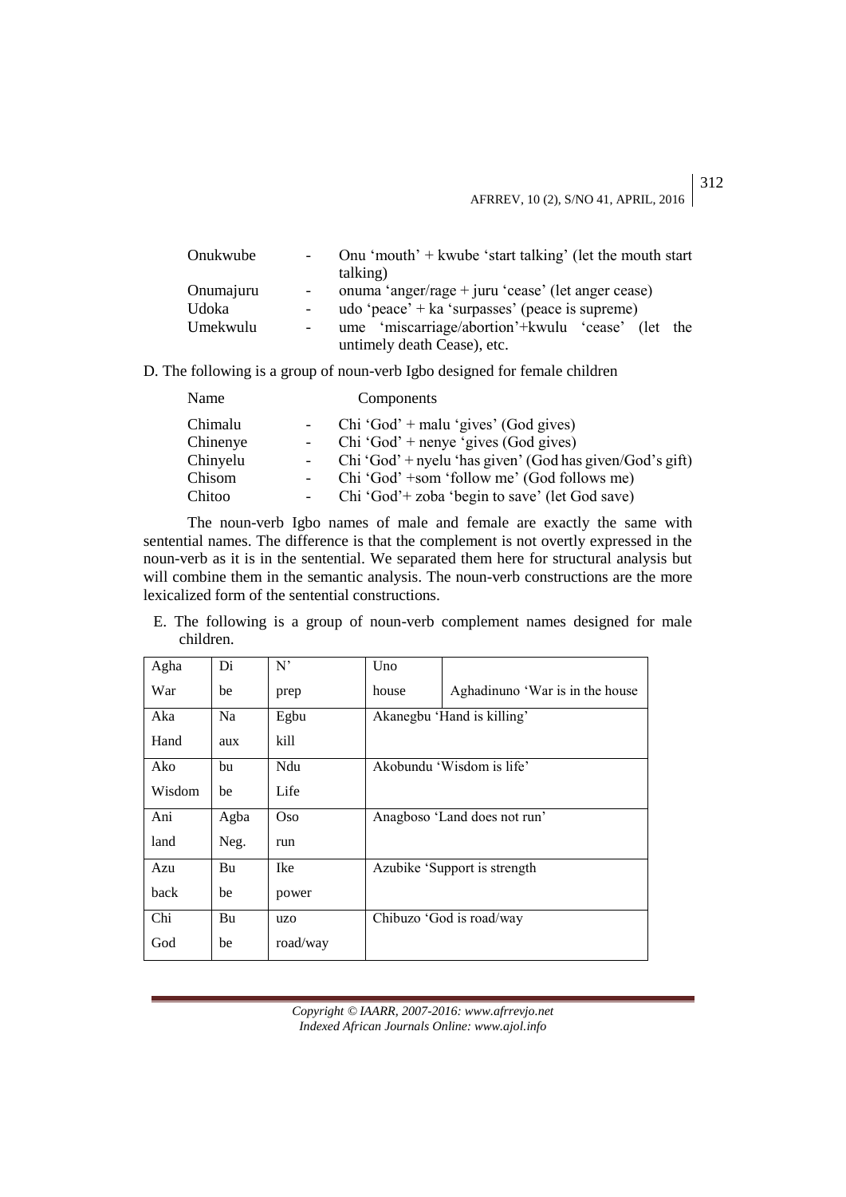| | | |
|---|---|---|
| Onukwube | - | Onu 'mouth' + kwube 'start talking' (let the mouth start talking) |
| Onumajuru | - | onuma 'anger/rage + juru 'cease' (let anger cease) |
| Udoka | - | udo 'peace' + ka 'surpasses' (peace is supreme) |
| Umekwulu | - | ume 'miscarriage/abortion'+kwulu 'cease' (let the untimely death Cease), etc. |

D. The following is a group of noun-verb Igbo designed for female children

| Name | | Components |
|---|---|---|
| Chimalu | - | Chi 'God' + malu 'gives' (God gives) |
| Chinenye | - | Chi 'God' + nenye 'gives (God gives) |
| Chinyelu | - | Chi 'God' + nyelu 'has given' (God has given/God's gift) |
| Chisom | - | Chi 'God' +som 'follow me' (God follows me) |
| Chitoo | - | Chi 'God'+ zoba 'begin to save' (let God save) |

The noun-verb Igbo names of male and female are exactly the same with sentential names. The difference is that the complement is not overtly expressed in the noun-verb as it is in the sentential. We separated them here for structural analysis but will combine them in the semantic analysis. The noun-verb constructions are the more lexicalized form of the sentential constructions.

E. The following is a group of noun-verb complement names designed for male children.

| | | | | |
|---|---|---|---|---|
| Agha | Di | N' | Uno | |
| War | be | prep | house | Aghadinuno 'War is in the house |
| Aka | Na | Egbu | Akanegbu 'Hand is killing' | |
| Hand | aux | kill | | |
| Ako | bu | Ndu | Akobundu 'Wisdom is life' | |
| Wisdom | be | Life | | |
| Ani | Agba | Oso | Anagboso 'Land does not run' | |
| land | Neg. | run | | |
| Azu | Bu | Ike | Azubike 'Support is strength | |
| back | be | power | | |
| Chi | Bu | uzo | Chibuzo 'God is road/way | |
| God | be | road/way | | |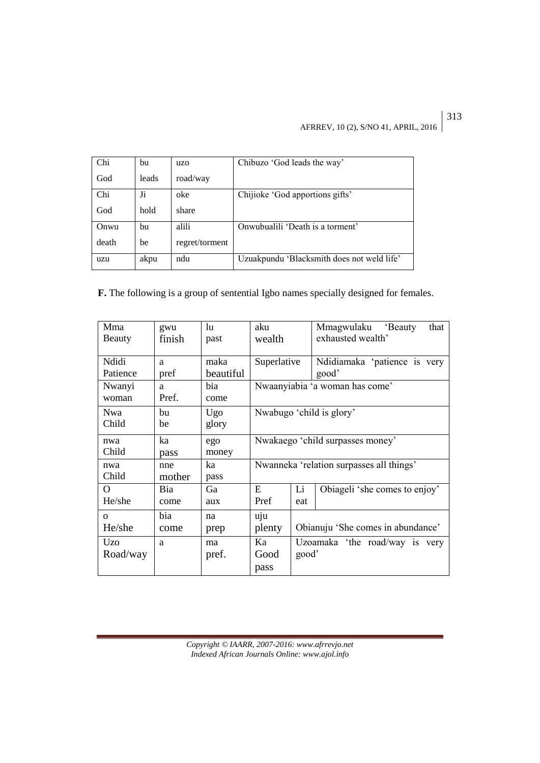| Chi<br>God | bu<br>leads | uzo<br>road/way | Chibuzo 'God leads the way' |
|---|---|---|---|
| Chi<br>God | Ji<br>hold | oke<br>share | Chijioke 'God apportions gifts' |
| Onwu<br>death | bu<br>be | alili<br>regret/torment | Onwubualili 'Death is a torment' |
| uzu | akpu | ndu | Uzuakpundu 'Blacksmith does not weld life' |

**F.** The following is a group of sentential Igbo names specially designed for females.

| Mma<br>Beauty | gwu<br>finish | lu<br>past | aku<br>wealth | | Mmagwulaku 'Beauty that exhausted wealth' |
|---|---|---|---|---|---|
| Ndidi<br>Patience | a<br>pref | maka<br>beautiful | Superlative | | Ndidiamaka 'patience is very good' |
| Nwanyi<br>woman | a<br>Pref. | bia<br>come | Nwaanyiabia 'a woman has come' | | |
| Nwa<br>Child | bu<br>be | Ugo<br>glory | Nwabugo 'child is glory' | | |
| nwa<br>Child | ka<br>pass | ego<br>money | Nwakaego 'child surpasses money' | | |
| nwa<br>Child | nne<br>mother | ka<br>pass | Nwanneka 'relation surpasses all things' | | |
| O<br>He/she | Bia<br>come | Ga<br>aux | E<br>Pref | Li<br>eat | Obiageli 'she comes to enjoy' |
| o<br>He/she | bia<br>come | na<br>prep | uju<br>plenty | Obianuju 'She comes in abundance' | |
| Uzo<br>Road/way | a | ma<br>pref. | Ka<br>Good<br>pass | Uzoamaka 'the road/way is very good' | |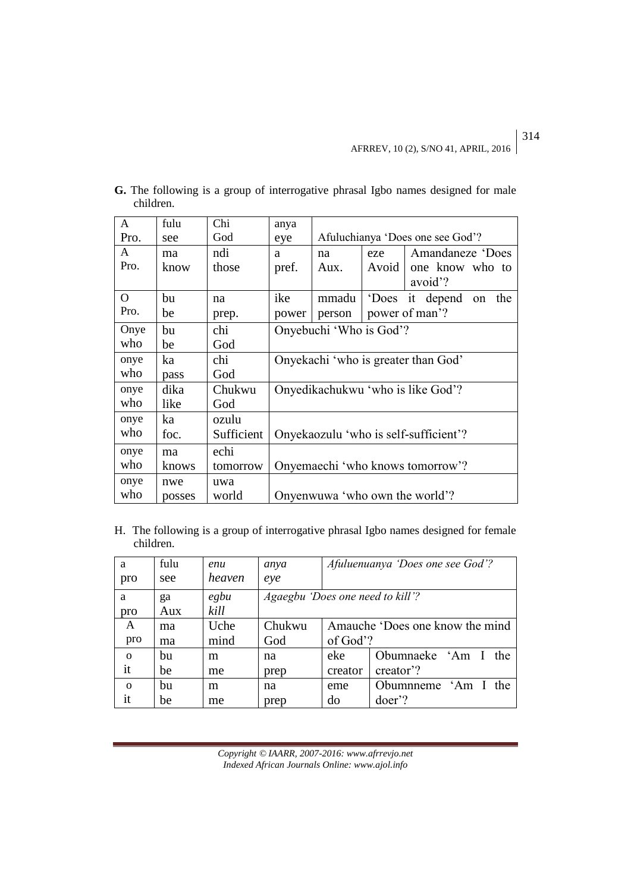**G.** The following is a group of interrogative phrasal Igbo names designed for male children.

| | | | | | | |
|---|---|---|---|---|---|---|
| A<br>Pro. | fulu<br>see | Chi<br>God | anya<br>eye | Afuluchianya 'Does one see God'? | | |
| A<br>Pro. | ma<br>know | ndi<br>those | a<br>pref. | na<br>Aux. | eze<br>Avoid | Amandaneze 'Does one know who to avoid'? |
| O<br>Pro. | bu<br>be | na<br>prep. | ike<br>power | mmadu<br>person | 'Does it depend on the power of man'? | |
| Onye<br>who | bu<br>be | chi<br>God | Onyebuchi 'Who is God'? | | | |
| onye<br>who | ka<br>pass | chi<br>God | Onyekachi 'who is greater than God' | | | |
| onye<br>who | dika<br>like | Chukwu<br>God | Onyedikachukwu 'who is like God'? | | | |
| onye<br>who | ka<br>foc. | ozulu<br>Sufficient | Onyekaozulu 'who is self-sufficient'? | | | |
| onye<br>who | ma<br>knows | echi<br>tomorrow | Onyemaechi 'who knows tomorrow'? | | | |
| onye<br>who | nwe<br>posses | uwa<br>world | Onyenwuwa 'who own the world'? | | | |

H. The following is a group of interrogative phrasal Igbo names designed for female children.

| | | | | | |
|---|---|---|---|---|---|
| a<br>pro | fulu<br>see | *enu*<br>*heaven* | *anya*<br>*eye* | *Afuluenuanya 'Does one see God'?* | |
| a<br>pro | ga<br>Aux | *egbu*<br>*kill* | *Agaegbu 'Does one need to kill'?* | | |
| A<br>pro | ma<br>ma | Uche<br>mind | Chukwu<br>God | Amauche 'Does one know the mind of God'? | |
| o<br>it | bu<br>be | m<br>me | na<br>prep | eke<br>creator | Obumnaeke 'Am I the creator'? |
| o<br>it | bu<br>be | m<br>me | na<br>prep | eme<br>do | Obumnneme 'Am I the doer'? |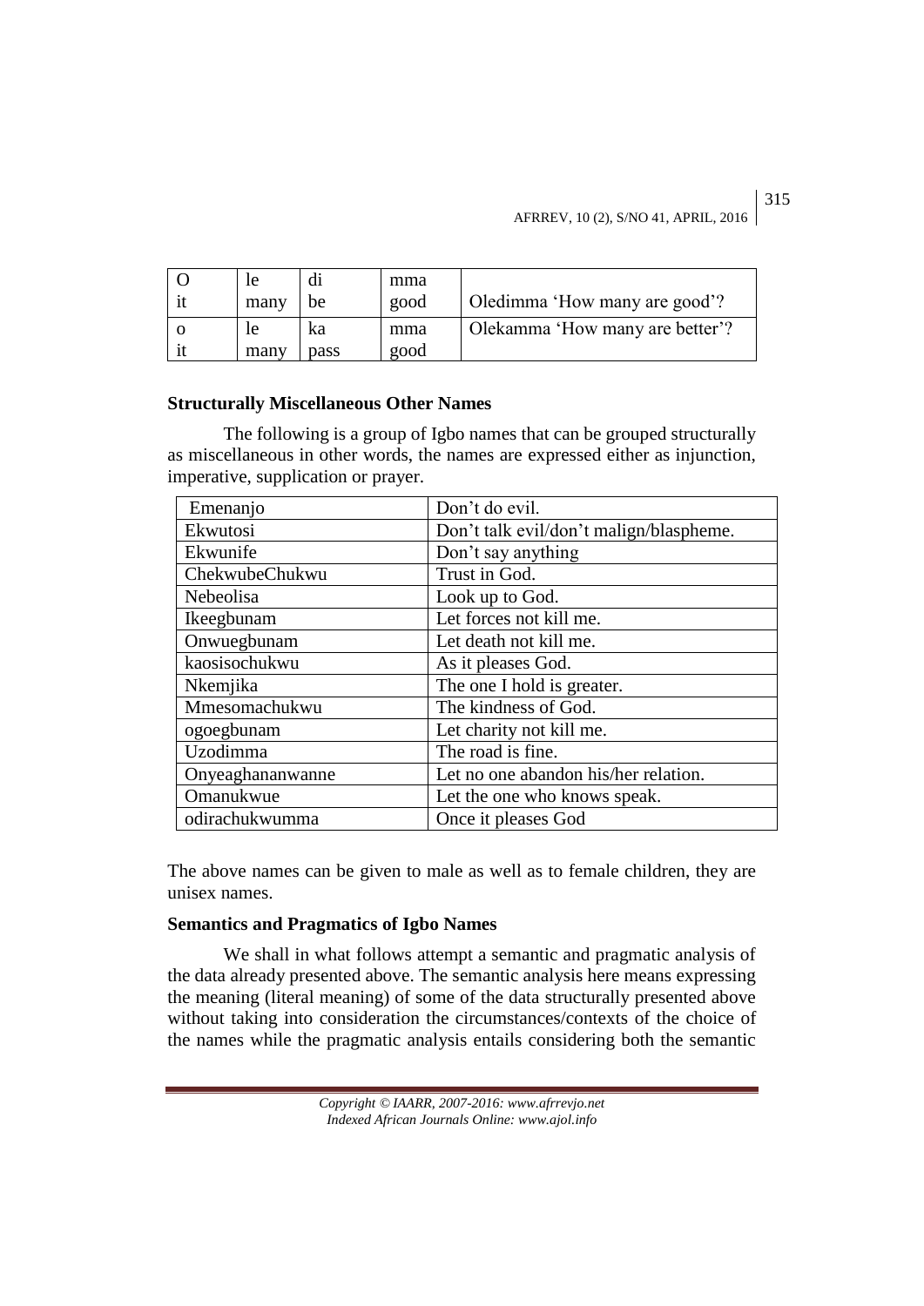| O | le | di | mma | |
|---|---|---|---|---|
| it | many | be | good | Oledimma 'How many are good'? |
| o | le | ka | mma | Olekamma 'How many are better'? |
| it | many | pass | good | |

**Structurally Miscellaneous Other Names**

The following is a group of Igbo names that can be grouped structurally as miscellaneous in other words, the names are expressed either as injunction, imperative, supplication or prayer.

| Emenanjo | Don't do evil. |
|---|---|
| Ekwutosi | Don't talk evil/don't malign/blaspheme. |
| Ekwunife | Don't say anything |
| ChekwubeChukwu | Trust in God. |
| Nebeolisa | Look up to God. |
| Ikeegbunam | Let forces not kill me. |
| Onwuegbunam | Let death not kill me. |
| kaosisochukwu | As it pleases God. |
| Nkemjika | The one I hold is greater. |
| Mmesomachukwu | The kindness of God. |
| ogoegbunam | Let charity not kill me. |
| Uzodimma | The road is fine. |
| Onyeaghananwanne | Let no one abandon his/her relation. |
| Omanukwue | Let the one who knows speak. |
| odirachukwumma | Once it pleases God |

The above names can be given to male as well as to female children, they are unisex names.

**Semantics and Pragmatics of Igbo Names**

We shall in what follows attempt a semantic and pragmatic analysis of the data already presented above. The semantic analysis here means expressing the meaning (literal meaning) of some of the data structurally presented above without taking into consideration the circumstances/contexts of the choice of the names while the pragmatic analysis entails considering both the semantic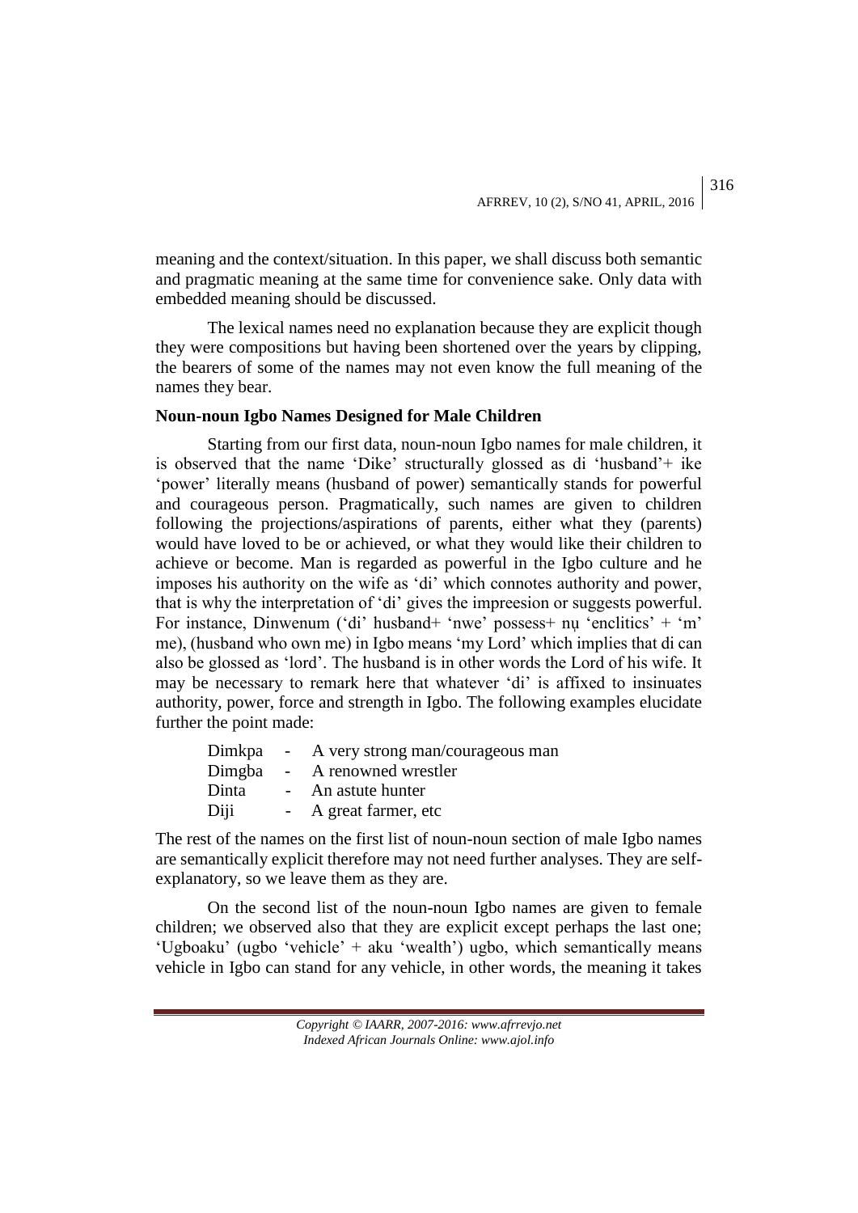meaning and the context/situation. In this paper, we shall discuss both semantic and pragmatic meaning at the same time for convenience sake. Only data with embedded meaning should be discussed.

The lexical names need no explanation because they are explicit though they were compositions but having been shortened over the years by clipping, the bearers of some of the names may not even know the full meaning of the names they bear.

**Noun-noun Igbo Names Designed for Male Children**

Starting from our first data, noun-noun Igbo names for male children, it is observed that the name 'Dike' structurally glossed as di 'husband'+ ike 'power' literally means (husband of power) semantically stands for powerful and courageous person. Pragmatically, such names are given to children following the projections/aspirations of parents, either what they (parents) would have loved to be or achieved, or what they would like their children to achieve or become. Man is regarded as powerful in the Igbo culture and he imposes his authority on the wife as 'di' which connotes authority and power, that is why the interpretation of 'di' gives the impreesion or suggests powerful. For instance, Dinwenum ('di' husband+ 'nwe' possess+ nụ 'enclitics' + 'm' me), (husband who own me) in Igbo means 'my Lord' which implies that di can also be glossed as 'lord'. The husband is in other words the Lord of his wife. It may be necessary to remark here that whatever 'di' is affixed to insinuates authority, power, force and strength in Igbo. The following examples elucidate further the point made:

| | | |
|---|---|---|
| Dimkpa | - | A very strong man/courageous man |
| Dimgba | - | A renowned wrestler |
| Dinta | - | An astute hunter |
| Diji | - | A great farmer, etc |

The rest of the names on the first list of noun-noun section of male Igbo names are semantically explicit therefore may not need further analyses. They are self-explanatory, so we leave them as they are.

On the second list of the noun-noun Igbo names are given to female children; we observed also that they are explicit except perhaps the last one; 'Ugboaku' (ugbo 'vehicle' + aku 'wealth') ugbo, which semantically means vehicle in Igbo can stand for any vehicle, in other words, the meaning it takes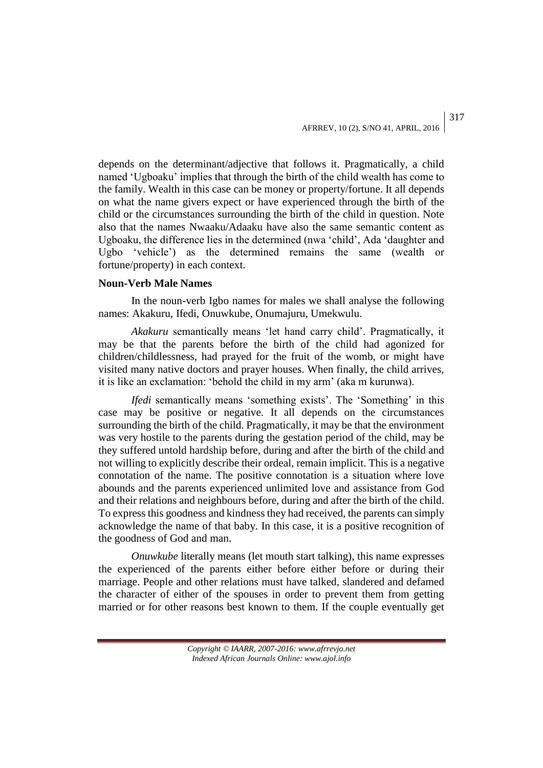depends on the determinant/adjective that follows it. Pragmatically, a child named 'Ugboaku' implies that through the birth of the child wealth has come to the family. Wealth in this case can be money or property/fortune. It all depends on what the name givers expect or have experienced through the birth of the child or the circumstances surrounding the birth of the child in question. Note also that the names Nwaaku/Adaaku have also the same semantic content as Ugboaku, the difference lies in the determined (nwa 'child', Ada 'daughter and Ugbo 'vehicle') as the determined remains the same (wealth or fortune/property) in each context.

**Noun-Verb Male Names**

In the noun-verb Igbo names for males we shall analyse the following names: Akakuru, Ifedi, Onuwkube, Onumajuru, Umekwulu.

*Akakuru* semantically means 'let hand carry child'. Pragmatically, it may be that the parents before the birth of the child had agonized for children/childlessness, had prayed for the fruit of the womb, or might have visited many native doctors and prayer houses. When finally, the child arrives, it is like an exclamation: 'behold the child in my arm' (aka m kurunwa).

*Ifedi* semantically means 'something exists'. The 'Something' in this case may be positive or negative. It all depends on the circumstances surrounding the birth of the child. Pragmatically, it may be that the environment was very hostile to the parents during the gestation period of the child, may be they suffered untold hardship before, during and after the birth of the child and not willing to explicitly describe their ordeal, remain implicit. This is a negative connotation of the name. The positive connotation is a situation where love abounds and the parents experienced unlimited love and assistance from God and their relations and neighbours before, during and after the birth of the child. To express this goodness and kindness they had received, the parents can simply acknowledge the name of that baby. In this case, it is a positive recognition of the goodness of God and man.

*Onuwkube* literally means (let mouth start talking), this name expresses the experienced of the parents either before either before or during their marriage. People and other relations must have talked, slandered and defamed the character of either of the spouses in order to prevent them from getting married or for other reasons best known to them. If the couple eventually get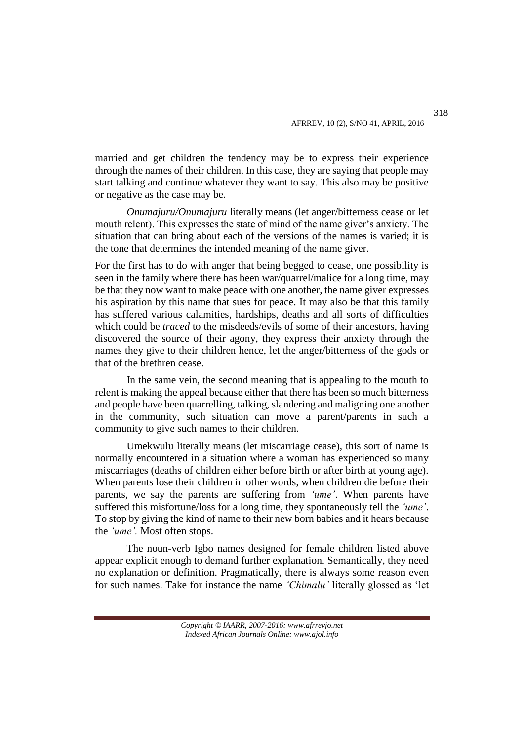married and get children the tendency may be to express their experience through the names of their children. In this case, they are saying that people may start talking and continue whatever they want to say. This also may be positive or negative as the case may be.

*Onumajuru/Onumajuru* literally means (let anger/bitterness cease or let mouth relent). This expresses the state of mind of the name giver's anxiety. The situation that can bring about each of the versions of the names is varied; it is the tone that determines the intended meaning of the name giver.

For the first has to do with anger that being begged to cease, one possibility is seen in the family where there has been war/quarrel/malice for a long time, may be that they now want to make peace with one another, the name giver expresses his aspiration by this name that sues for peace. It may also be that this family has suffered various calamities, hardships, deaths and all sorts of difficulties which could be *traced* to the misdeeds/evils of some of their ancestors, having discovered the source of their agony, they express their anxiety through the names they give to their children hence, let the anger/bitterness of the gods or that of the brethren cease.

In the same vein, the second meaning that is appealing to the mouth to relent is making the appeal because either that there has been so much bitterness and people have been quarrelling, talking, slandering and maligning one another in the community, such situation can move a parent/parents in such a community to give such names to their children.

Umekwulu literally means (let miscarriage cease), this sort of name is normally encountered in a situation where a woman has experienced so many miscarriages (deaths of children either before birth or after birth at young age). When parents lose their children in other words, when children die before their parents, we say the parents are suffering from *'ume'*. When parents have suffered this misfortune/loss for a long time, they spontaneously tell the *'ume'*. To stop by giving the kind of name to their new born babies and it hears because the *'ume'.* Most often stops.

The noun-verb Igbo names designed for female children listed above appear explicit enough to demand further explanation. Semantically, they need no explanation or definition. Pragmatically, there is always some reason even for such names. Take for instance the name *'Chimalu'* literally glossed as 'let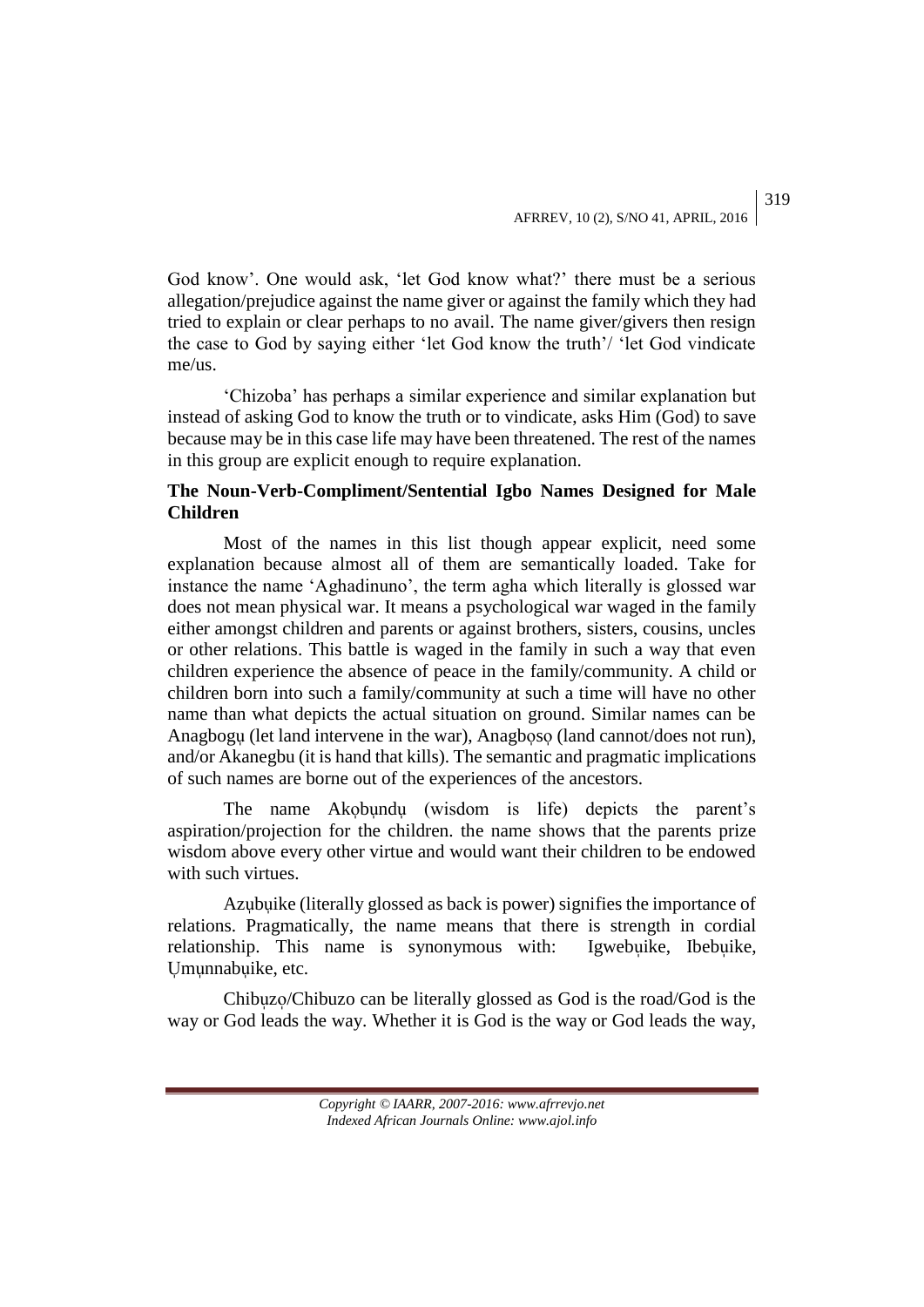God know'. One would ask, 'let God know what?' there must be a serious allegation/prejudice against the name giver or against the family which they had tried to explain or clear perhaps to no avail. The name giver/givers then resign the case to God by saying either 'let God know the truth'/ 'let God vindicate me/us.

'Chizoba' has perhaps a similar experience and similar explanation but instead of asking God to know the truth or to vindicate, asks Him (God) to save because may be in this case life may have been threatened. The rest of the names in this group are explicit enough to require explanation.

**The Noun-Verb-Compliment/Sentential Igbo Names Designed for Male Children**

Most of the names in this list though appear explicit, need some explanation because almost all of them are semantically loaded. Take for instance the name 'Aghadinuno', the term agha which literally is glossed war does not mean physical war. It means a psychological war waged in the family either amongst children and parents or against brothers, sisters, cousins, uncles or other relations. This battle is waged in the family in such a way that even children experience the absence of peace in the family/community. A child or children born into such a family/community at such a time will have no other name than what depicts the actual situation on ground. Similar names can be Anagbogụ (let land intervene in the war), Anagbọsọ (land cannot/does not run), and/or Akanegbu (it is hand that kills). The semantic and pragmatic implications of such names are borne out of the experiences of the ancestors.

The name Akọbụndụ (wisdom is life) depicts the parent's aspiration/projection for the children. the name shows that the parents prize wisdom above every other virtue and would want their children to be endowed with such virtues.

Azụbụike (literally glossed as back is power) signifies the importance of relations. Pragmatically, the name means that there is strength in cordial relationship. This name is synonymous with: Igwebụike, Ibebụike, Ụmụnnabụike, etc.

Chibụzọ/Chibuzo can be literally glossed as God is the road/God is the way or God leads the way. Whether it is God is the way or God leads the way,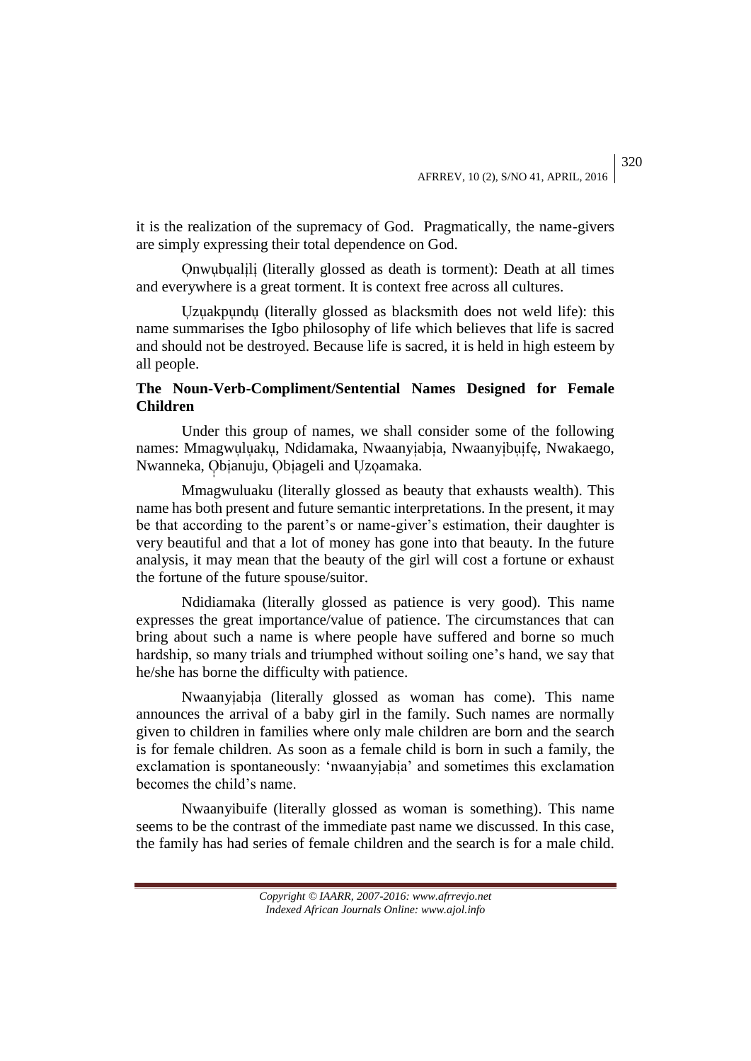it is the realization of the supremacy of God. Pragmatically, the name-givers are simply expressing their total dependence on God.

Ọnwụbụalịlị (literally glossed as death is torment): Death at all times and everywhere is a great torment. It is context free across all cultures.

Ụzụakpụndụ (literally glossed as blacksmith does not weld life): this name summarises the Igbo philosophy of life which believes that life is sacred and should not be destroyed. Because life is sacred, it is held in high esteem by all people.

**The Noun-Verb-Compliment/Sentential Names Designed for Female Children**

Under this group of names, we shall consider some of the following names: Mmagwụlụakụ, Ndidamaka, Nwaanyịabịa, Nwaanyịbụịfẹ, Nwakaego, Nwanneka, Ọbịanuju, Ọbịageli and Ụzọamaka.

Mmagwuluaku (literally glossed as beauty that exhausts wealth). This name has both present and future semantic interpretations. In the present, it may be that according to the parent's or name-giver's estimation, their daughter is very beautiful and that a lot of money has gone into that beauty. In the future analysis, it may mean that the beauty of the girl will cost a fortune or exhaust the fortune of the future spouse/suitor.

Ndidiamaka (literally glossed as patience is very good). This name expresses the great importance/value of patience. The circumstances that can bring about such a name is where people have suffered and borne so much hardship, so many trials and triumphed without soiling one's hand, we say that he/she has borne the difficulty with patience.

Nwaanyịabịa (literally glossed as woman has come). This name announces the arrival of a baby girl in the family. Such names are normally given to children in families where only male children are born and the search is for female children. As soon as a female child is born in such a family, the exclamation is spontaneously: 'nwaanyịabịa' and sometimes this exclamation becomes the child's name.

Nwaanyibuife (literally glossed as woman is something). This name seems to be the contrast of the immediate past name we discussed. In this case, the family has had series of female children and the search is for a male child.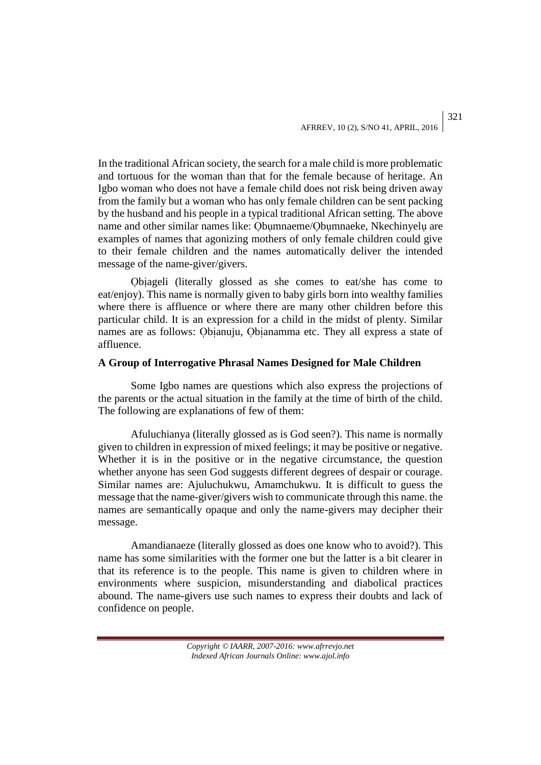In the traditional African society, the search for a male child is more problematic and tortuous for the woman than that for the female because of heritage. An Igbo woman who does not have a female child does not risk being driven away from the family but a woman who has only female children can be sent packing by the husband and his people in a typical traditional African setting. The above name and other similar names like: Ọbụmnaeme/Ọbụmnaeke, Nkechinyelụ are examples of names that agonizing mothers of only female children could give to their female children and the names automatically deliver the intended message of the name-giver/givers.

Ọbịageli (literally glossed as she comes to eat/she has come to eat/enjoy). This name is normally given to baby girls born into wealthy families where there is affluence or where there are many other children before this particular child. It is an expression for a child in the midst of plenty. Similar names are as follows: Ọbịanuju, Ọbịanamma etc. They all express a state of affluence.

**A Group of Interrogative Phrasal Names Designed for Male Children**

Some Igbo names are questions which also express the projections of the parents or the actual situation in the family at the time of birth of the child. The following are explanations of few of them:

Afuluchianya (literally glossed as is God seen?). This name is normally given to children in expression of mixed feelings; it may be positive or negative. Whether it is in the positive or in the negative circumstance, the question whether anyone has seen God suggests different degrees of despair or courage. Similar names are: Ajuluchukwu, Amamchukwu. It is difficult to guess the message that the name-giver/givers wish to communicate through this name. the names are semantically opaque and only the name-givers may decipher their message.

Amandianaeze (literally glossed as does one know who to avoid?). This name has some similarities with the former one but the latter is a bit clearer in that its reference is to the people. This name is given to children where in environments where suspicion, misunderstanding and diabolical practices abound. The name-givers use such names to express their doubts and lack of confidence on people.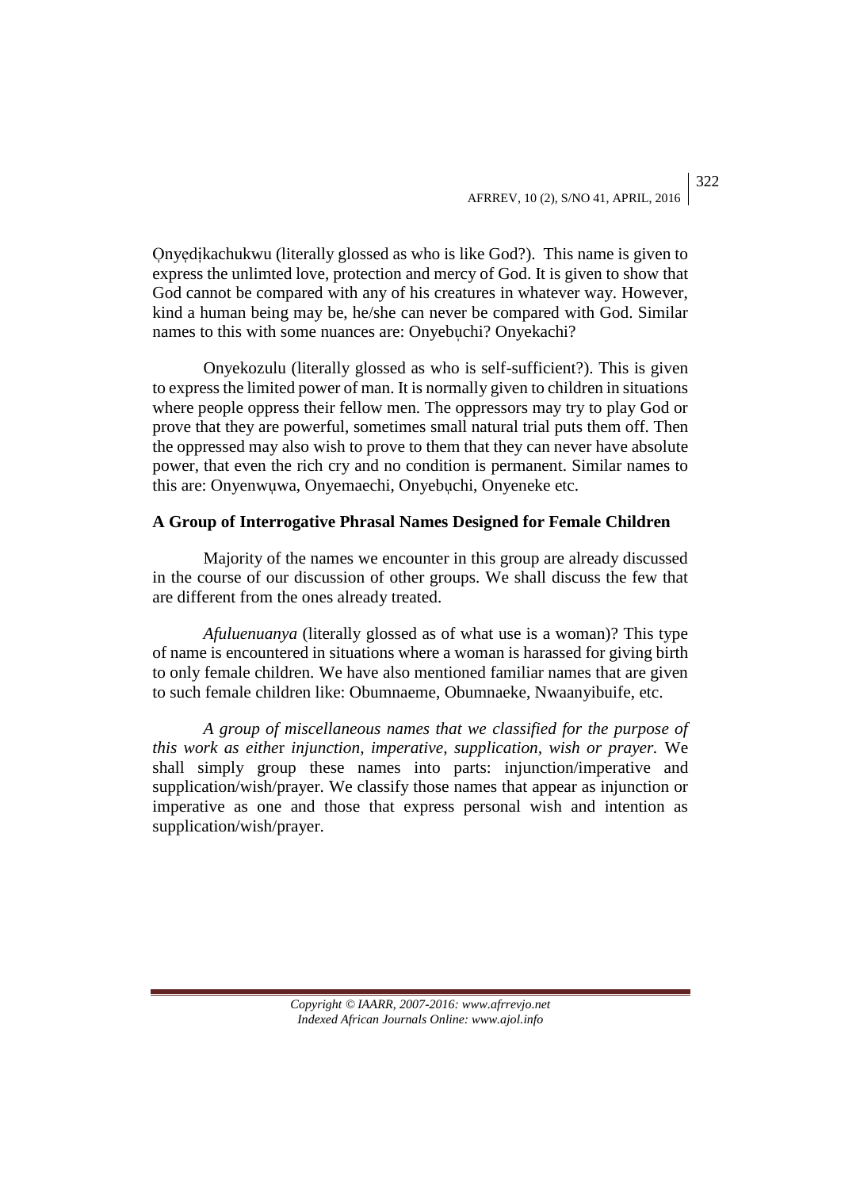Ọnyẹdịkachukwu (literally glossed as who is like God?). This name is given to express the unlimted love, protection and mercy of God. It is given to show that God cannot be compared with any of his creatures in whatever way. However, kind a human being may be, he/she can never be compared with God. Similar names to this with some nuances are: Onyebụchi? Onyekachi?

Onyekozulu (literally glossed as who is self-sufficient?). This is given to express the limited power of man. It is normally given to children in situations where people oppress their fellow men. The oppressors may try to play God or prove that they are powerful, sometimes small natural trial puts them off. Then the oppressed may also wish to prove to them that they can never have absolute power, that even the rich cry and no condition is permanent. Similar names to this are: Onyenwụwa, Onyemaechi, Onyebụchi, Onyeneke etc.

**A Group of Interrogative Phrasal Names Designed for Female Children**

Majority of the names we encounter in this group are already discussed in the course of our discussion of other groups. We shall discuss the few that are different from the ones already treated.

*Afuluenuanya* (literally glossed as of what use is a woman)? This type of name is encountered in situations where a woman is harassed for giving birth to only female children. We have also mentioned familiar names that are given to such female children like: Obumnaeme, Obumnaeke, Nwaanyibuife, etc.

*A group of miscellaneous names that we classified for the purpose of this work as either injunction, imperative, supplication, wish or prayer.* We shall simply group these names into parts: injunction/imperative and supplication/wish/prayer. We classify those names that appear as injunction or imperative as one and those that express personal wish and intention as supplication/wish/prayer.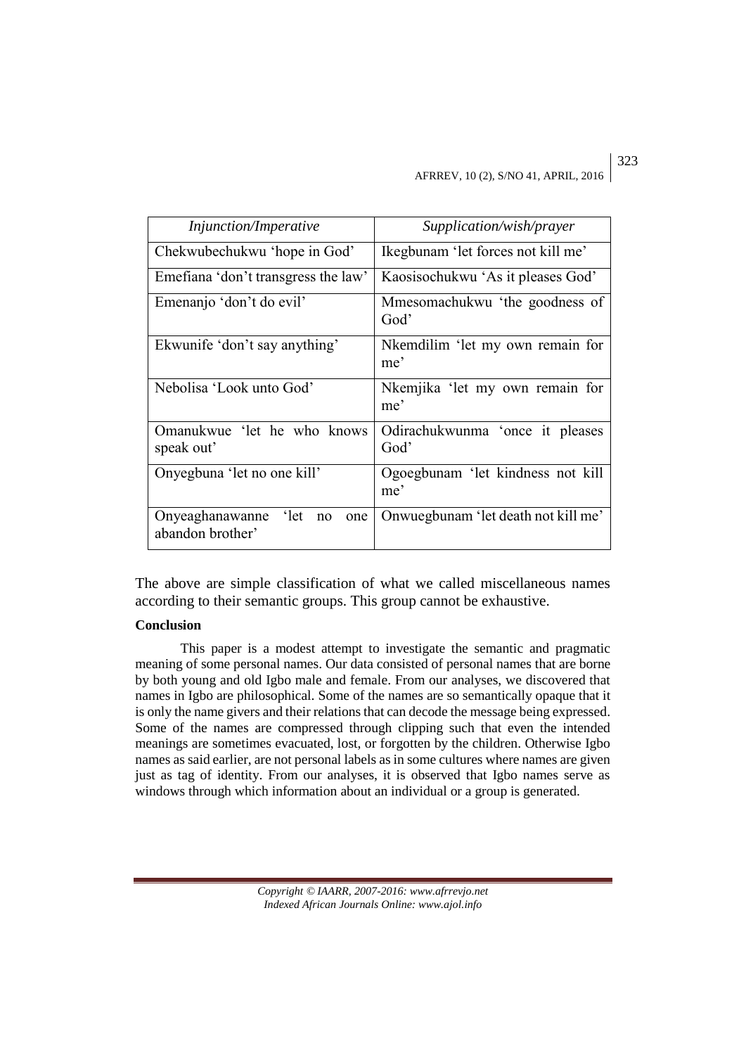| *Injunction/Imperative* | *Supplication/wish/prayer* |
|---|---|
| Chekwubechukwu 'hope in God' | Ikegbunam 'let forces not kill me' |
| Emefiana 'don't transgress the law' | Kaosisochukwu 'As it pleases God' |
| Emenanjo 'don't do evil' | Mmesomachukwu 'the goodness of God' |
| Ekwunife 'don't say anything' | Nkemdilim 'let my own remain for me' |
| Nebolisa 'Look unto God' | Nkemjika 'let my own remain for me' |
| Omanukwue 'let he who knows speak out' | Odirachukwunma 'once it pleases God' |
| Onyegbuna 'let no one kill' | Ogoegbunam 'let kindness not kill me' |
| Onyeaghanawanne 'let no one abandon brother' | Onwuegbunam 'let death not kill me' |

The above are simple classification of what we called miscellaneous names according to their semantic groups. This group cannot be exhaustive.

**Conclusion**

This paper is a modest attempt to investigate the semantic and pragmatic meaning of some personal names. Our data consisted of personal names that are borne by both young and old Igbo male and female. From our analyses, we discovered that names in Igbo are philosophical. Some of the names are so semantically opaque that it is only the name givers and their relations that can decode the message being expressed. Some of the names are compressed through clipping such that even the intended meanings are sometimes evacuated, lost, or forgotten by the children. Otherwise Igbo names as said earlier, are not personal labels as in some cultures where names are given just as tag of identity. From our analyses, it is observed that Igbo names serve as windows through which information about an individual or a group is generated.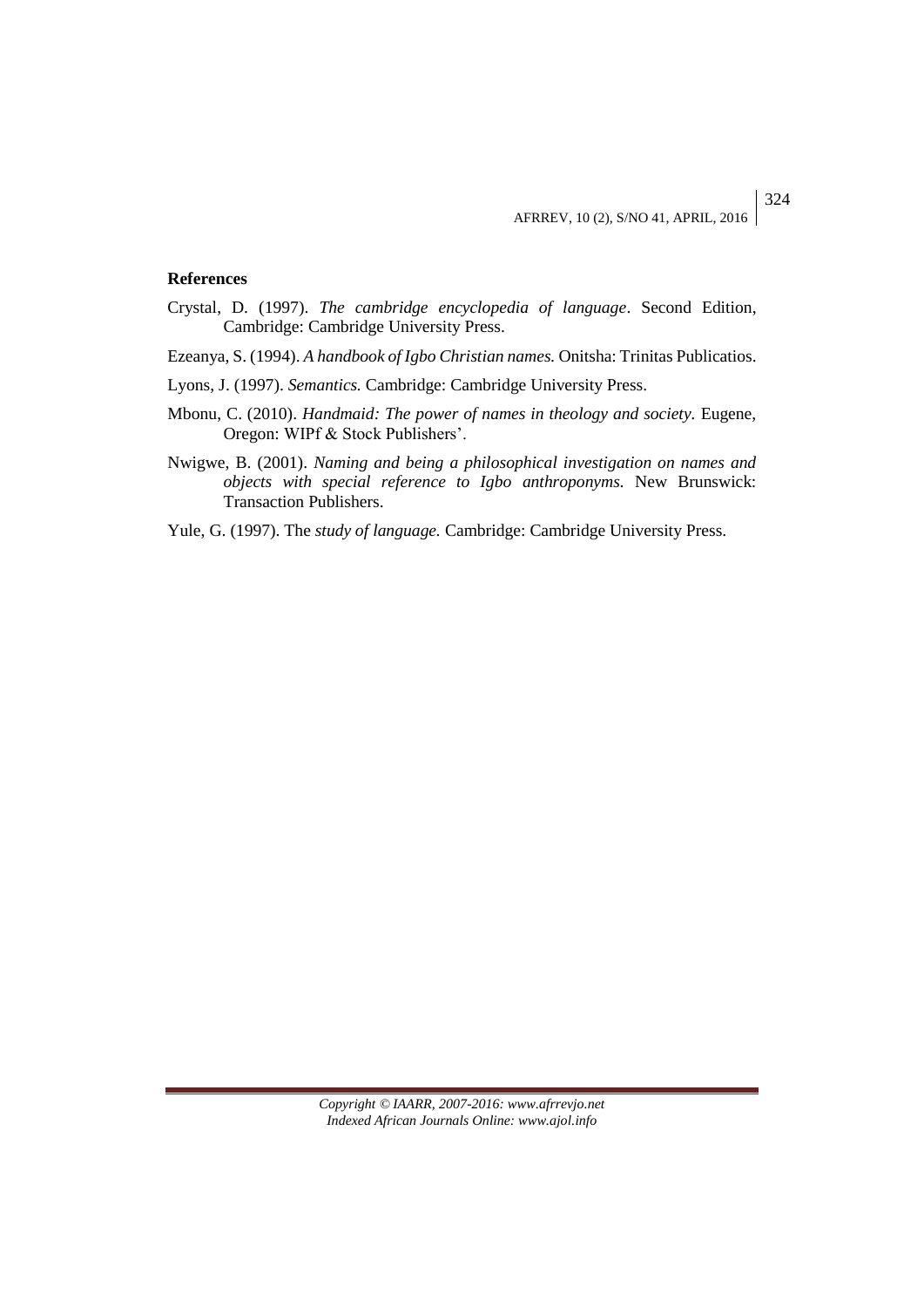**References**

Crystal, D. (1997). *The cambridge encyclopedia of language*. Second Edition, Cambridge: Cambridge University Press.

Ezeanya, S. (1994). *A handbook of Igbo Christian names.* Onitsha: Trinitas Publicatios.

Lyons, J. (1997). *Semantics.* Cambridge: Cambridge University Press.

Mbonu, C. (2010). *Handmaid: The power of names in theology and society.* Eugene, Oregon: WIPf & Stock Publishers'.

Nwigwe, B. (2001). *Naming and being a philosophical investigation on names and objects with special reference to Igbo anthroponyms.* New Brunswick: Transaction Publishers.

Yule, G. (1997). The *study of language.* Cambridge: Cambridge University Press.